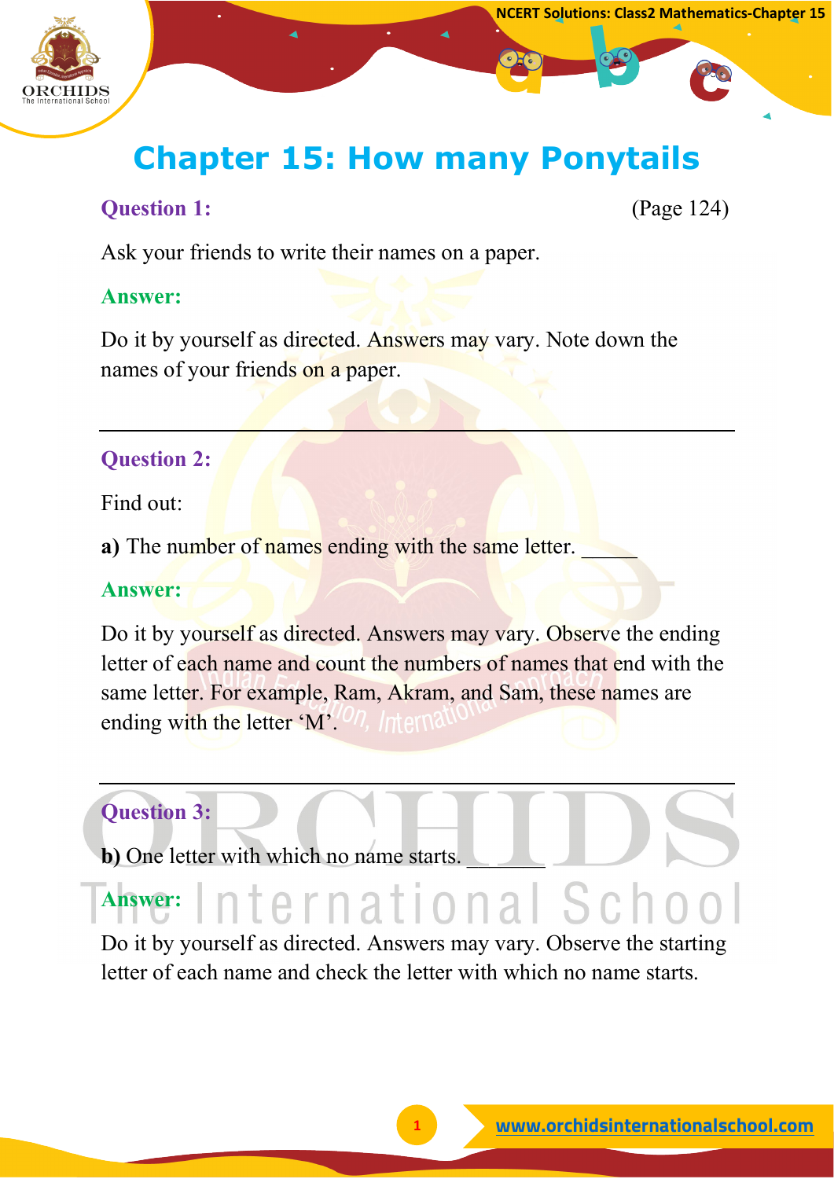# Chapter 15: How many Ponytails

**Question 1:** (Page 124)

Ask your friends to write their names on a paper.

**Answer:**

Do it by yourself as directed. Answers may vary. Note down the names of your friends on a paper.

---

**Question 2:**

Find out:

**a)** The number of names ending with the same letter. ______

**Answer:**

Do it by yourself as directed. Answers may vary. Observe the ending letter of each name and count the numbers of names that end with the same letter. For example, Ram, Akram, and Sam, these names are ending with the letter 'M'.

---

**Question 3:**

**b)** One letter with which no name starts. _______

**Answer:**

Do it by yourself as directed. Answers may vary. Observe the starting letter of each name and check the letter with which no name starts.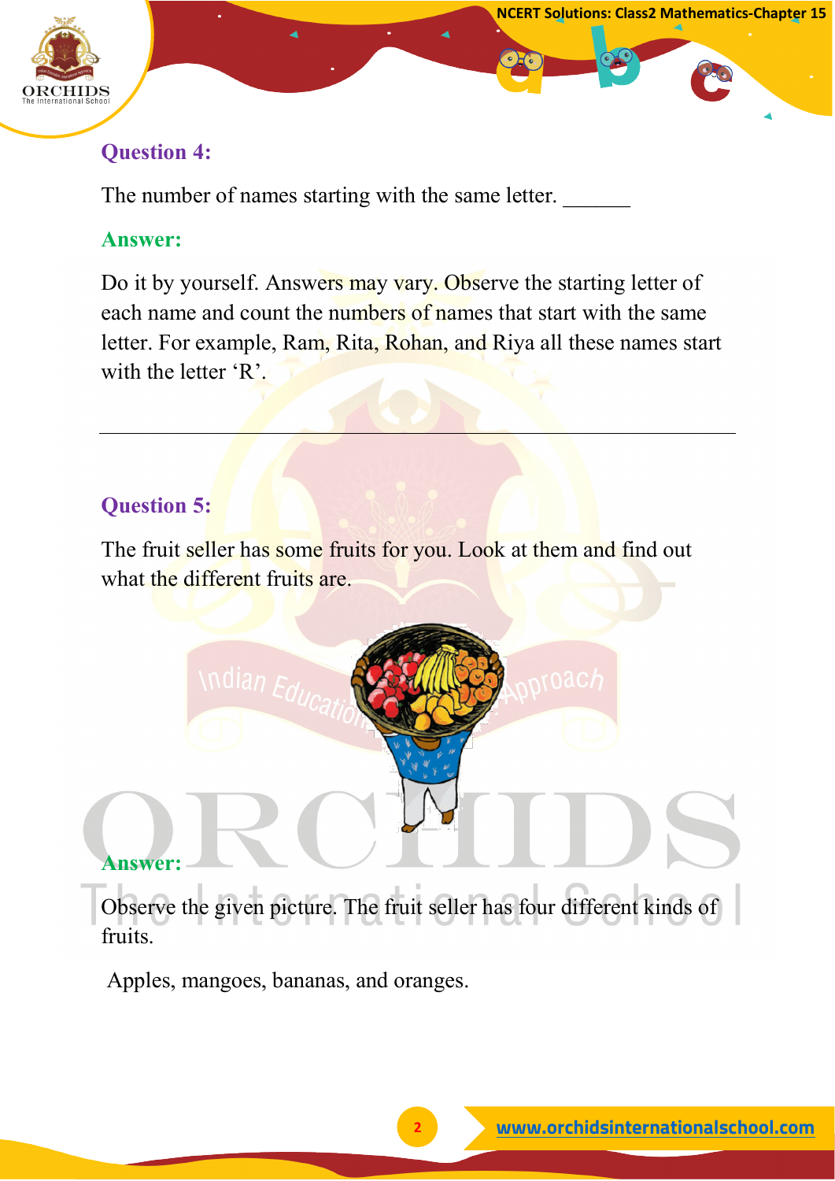### Question 4:

The number of names starting with the same letter. ______

### Answer:

Do it by yourself. Answers may vary. Observe the starting letter of each name and count the numbers of names that start with the same letter. For example, Ram, Rita, Rohan, and Riya all these names start with the letter 'R'.

---

### Question 5:

The fruit seller has some fruits for you. Look at them and find out what the different fruits are.

### Answer:

Observe the given picture. The fruit seller has four different kinds of fruits.

Apples, mangoes, bananas, and oranges.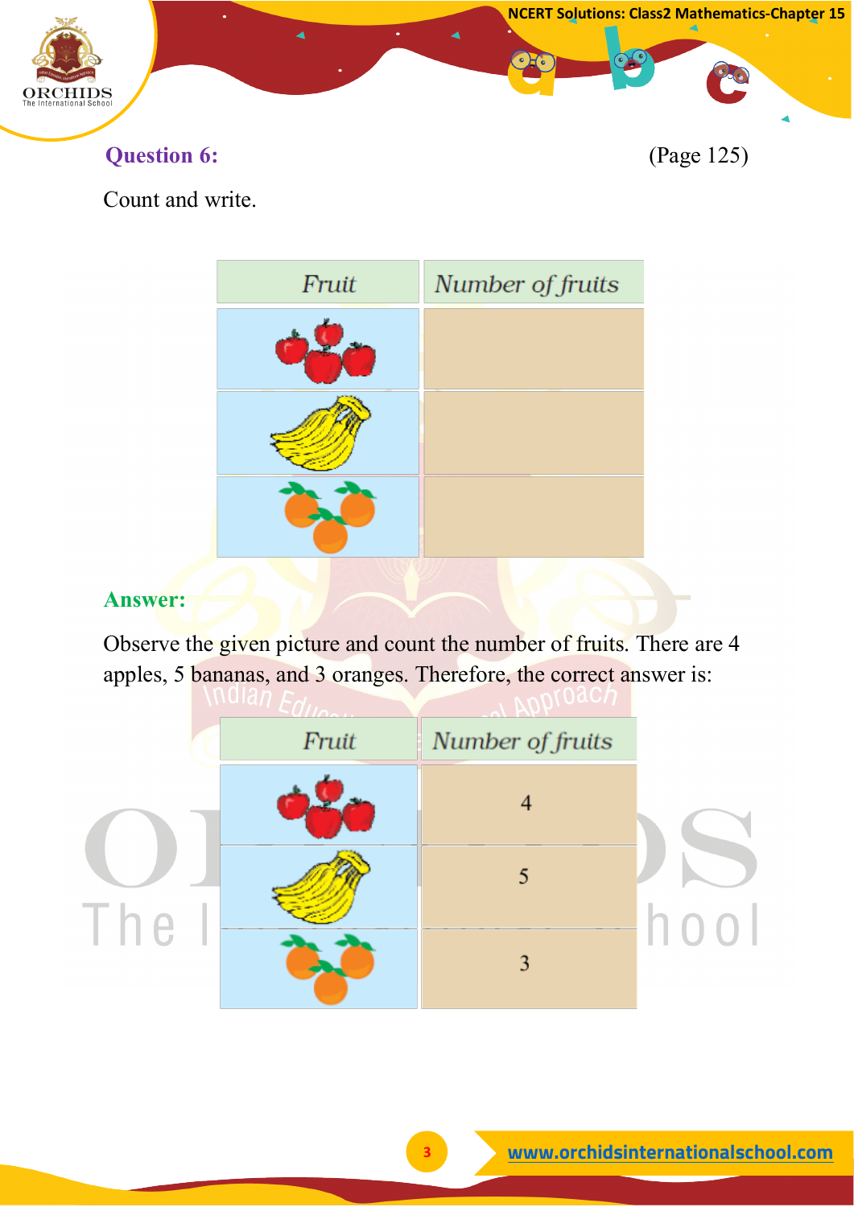**Question 6:** (Page 125)

Count and write.

| Fruit | Number of fruits |
|---|---|
| Apples | |
| Bananas | |
| Oranges | |

**Answer:**

Observe the given picture and count the number of fruits. There are 4 apples, 5 bananas, and 3 oranges. Therefore, the correct answer is:

| Fruit | Number of fruits |
|---|---|
| Apples | 4 |
| Bananas | 5 |
| Oranges | 3 |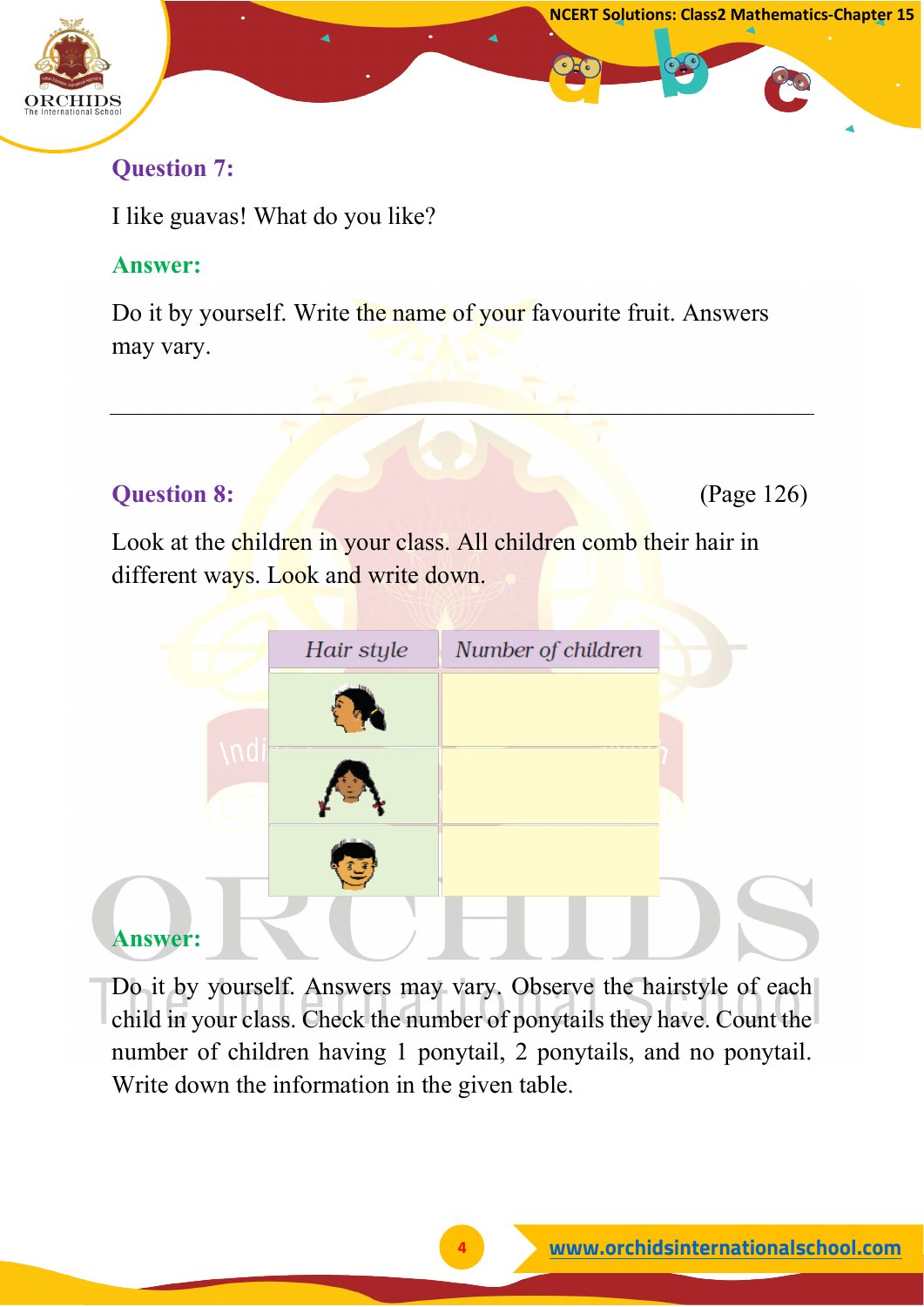**Question 7:**

I like guavas! What do you like?

**Answer:**

Do it by yourself. Write the name of your favourite fruit. Answers may vary.

---

**Question 8:** (Page 126)

Look at the children in your class. All children comb their hair in different ways. Look and write down.

| *Hair style* | *Number of children* |
|---|---|
| | |
| | |
| | |

**Answer:**

Do it by yourself. Answers may vary. Observe the hairstyle of each child in your class. Check the number of ponytails they have. Count the number of children having 1 ponytail, 2 ponytails, and no ponytail. Write down the information in the given table.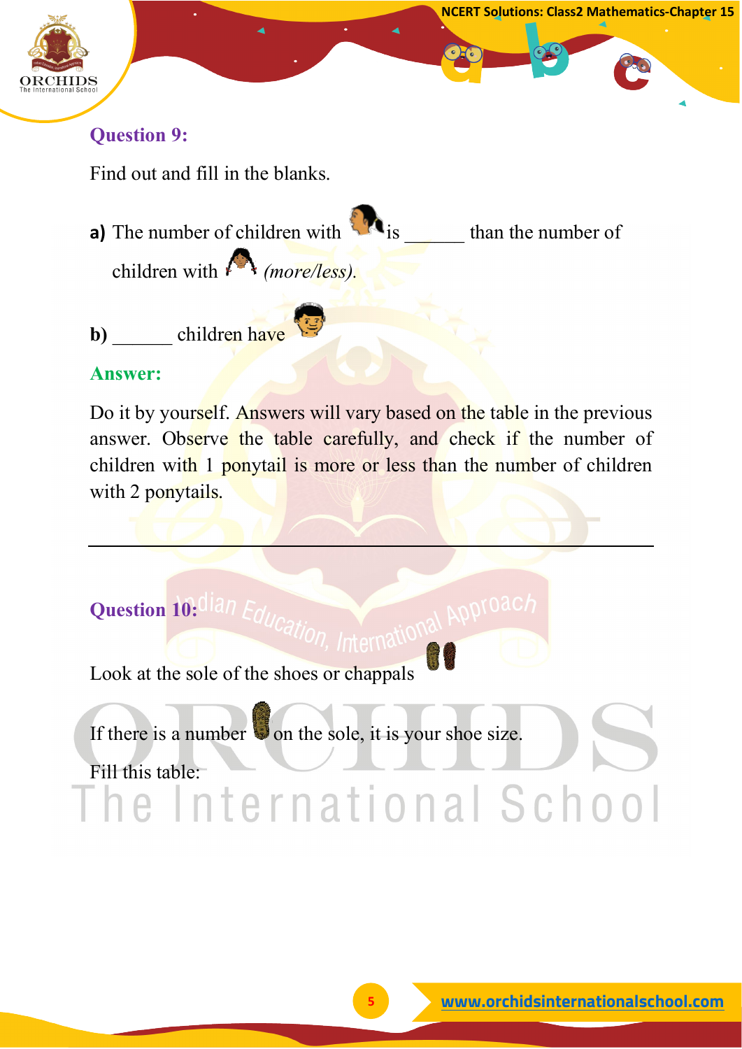## Question 9:

Find out and fill in the blanks.

**a)** The number of children with  is ______ than the number of children with  *(more/less).*

**b)** ______ children have 

**Answer:**

Do it by yourself. Answers will vary based on the table in the previous answer. Observe the table carefully, and check if the number of children with 1 ponytail is more or less than the number of children with 2 ponytails.

---

## Question 10:

Look at the sole of the shoes or chappals

If there is a number  on the sole, it is your shoe size.

Fill this table: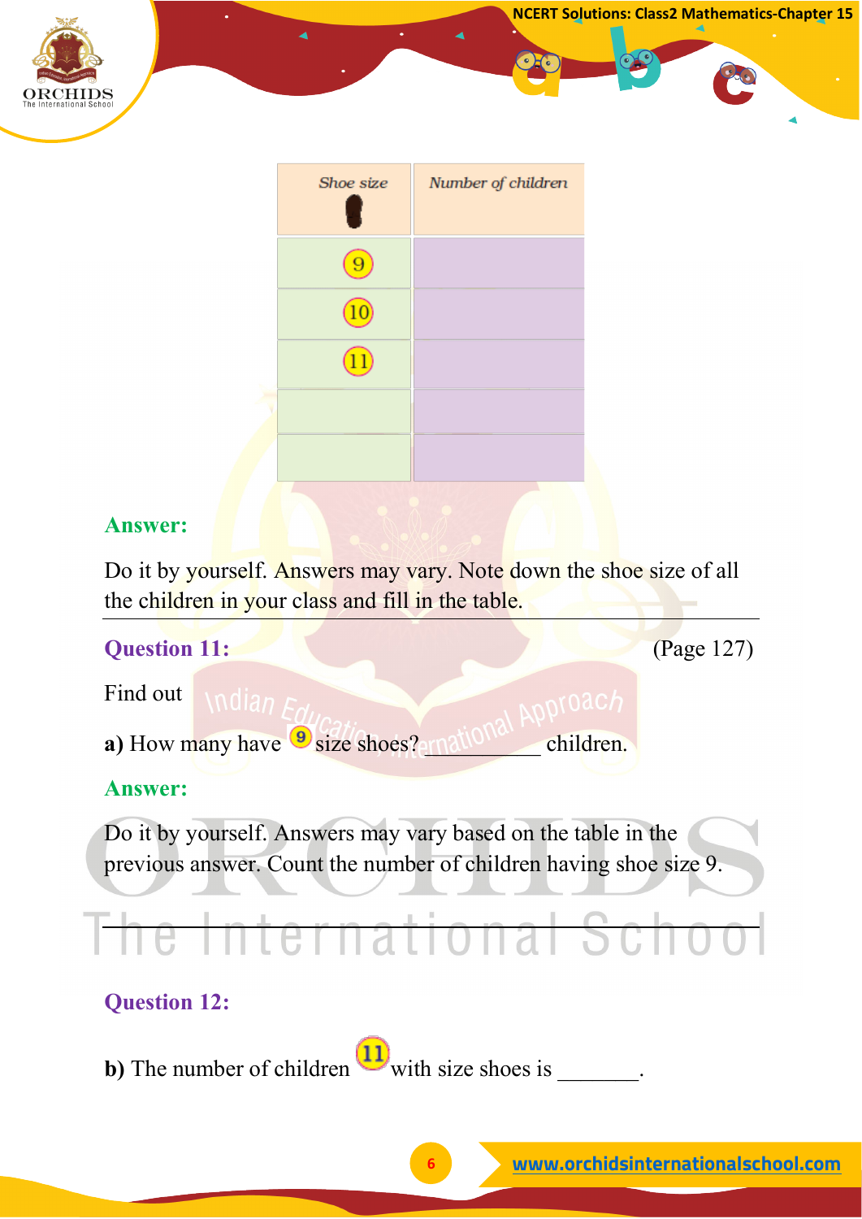| Shoe size | Number of children |
|---|---|
| 9 | |
| 10 | |
| 11 | |
| | |
| | |

**Answer:**

Do it by yourself. Answers may vary. Note down the shoe size of all the children in your class and fill in the table.

**Question 11:** (Page 127)

Find out

**a)** How many have 9 size shoes? __________ children.

**Answer:**

Do it by yourself. Answers may vary based on the table in the previous answer. Count the number of children having shoe size 9.

**Question 12:**

**b)** The number of children 11 with size shoes is _______.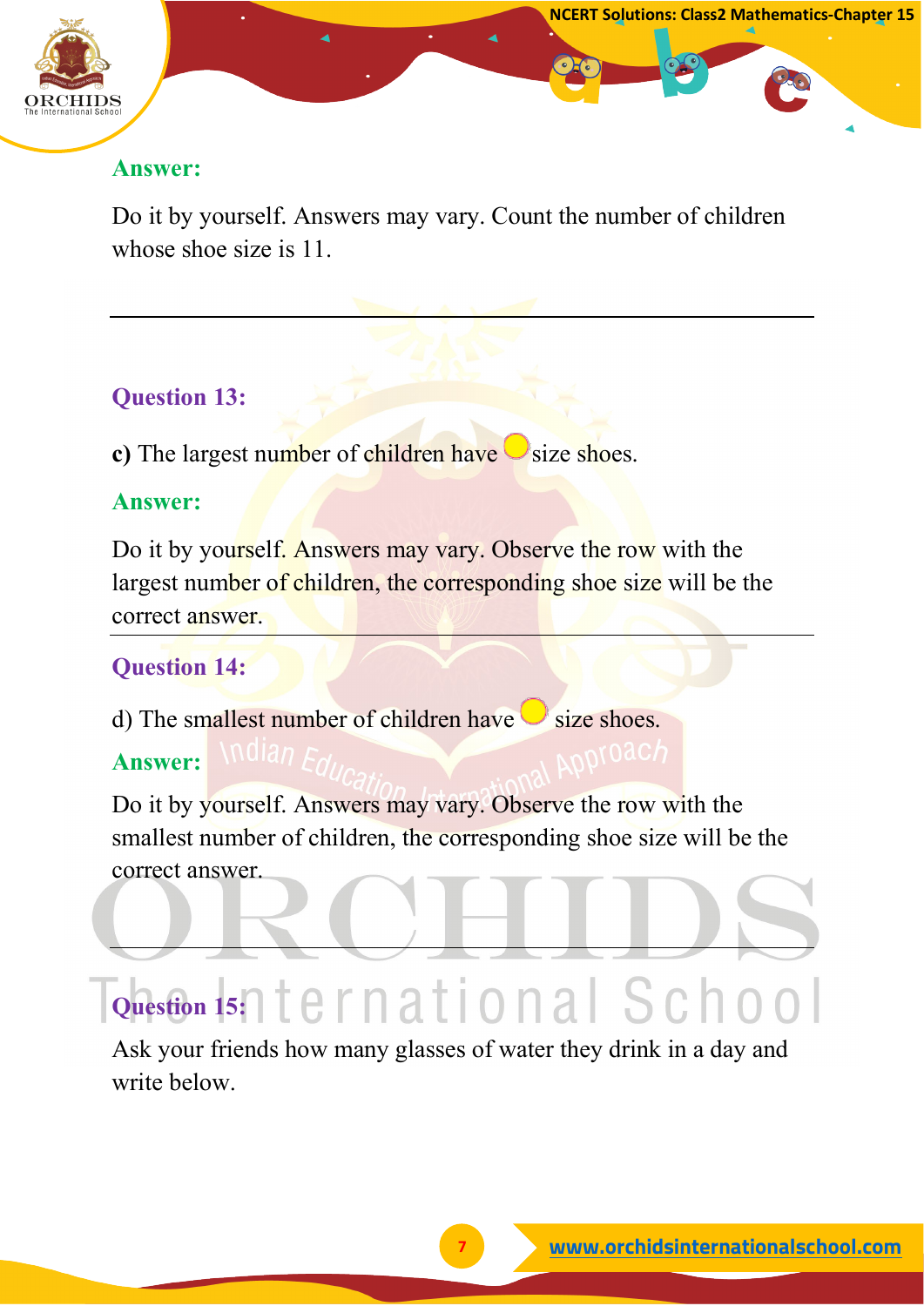**Answer:**

Do it by yourself. Answers may vary. Count the number of children whose shoe size is 11.

---

**Question 13:**

**c)** The largest number of children have ____ size shoes.

**Answer:**

Do it by yourself. Answers may vary. Observe the row with the largest number of children, the corresponding shoe size will be the correct answer.

---

**Question 14:**

d) The smallest number of children have ____ size shoes.

**Answer:**

Do it by yourself. Answers may vary. Observe the row with the smallest number of children, the corresponding shoe size will be the correct answer.

---

**Question 15:**

Ask your friends how many glasses of water they drink in a day and write below.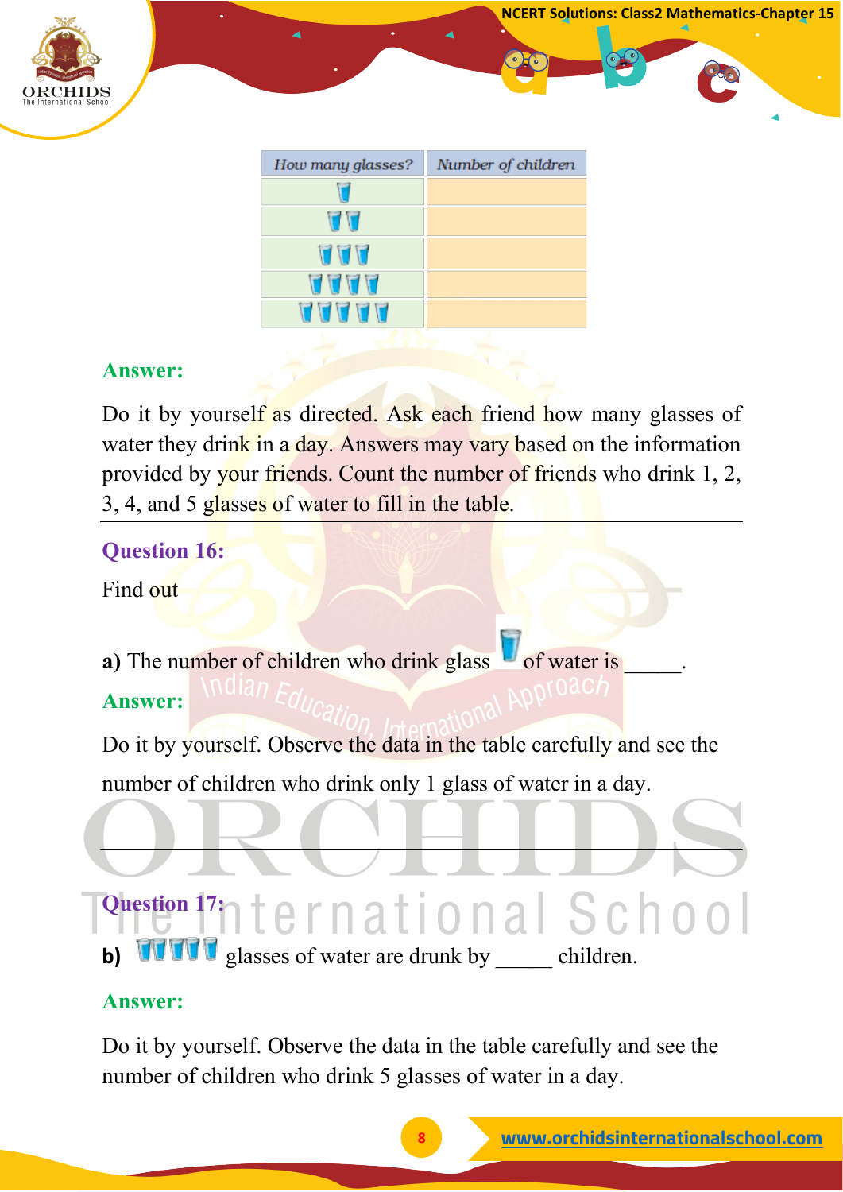| How many glasses? | Number of children |
|---|---|
| 🥛 | |
| 🥛🥛 | |
| 🥛🥛🥛 | |
| 🥛🥛🥛🥛 | |
| 🥛🥛🥛🥛🥛 | |

**Answer:**

Do it by yourself as directed. Ask each friend how many glasses of water they drink in a day. Answers may vary based on the information provided by your friends. Count the number of friends who drink 1, 2, 3, 4, and 5 glasses of water to fill in the table.

---

**Question 16:**

Find out

**a)** The number of children who drink glass 🥛 of water is _____.

**Answer:**

Do it by yourself. Observe the data in the table carefully and see the number of children who drink only 1 glass of water in a day.

---

**Question 17:**

**b)** 🥛🥛🥛🥛🥛 glasses of water are drunk by _____ children.

**Answer:**

Do it by yourself. Observe the data in the table carefully and see the number of children who drink 5 glasses of water in a day.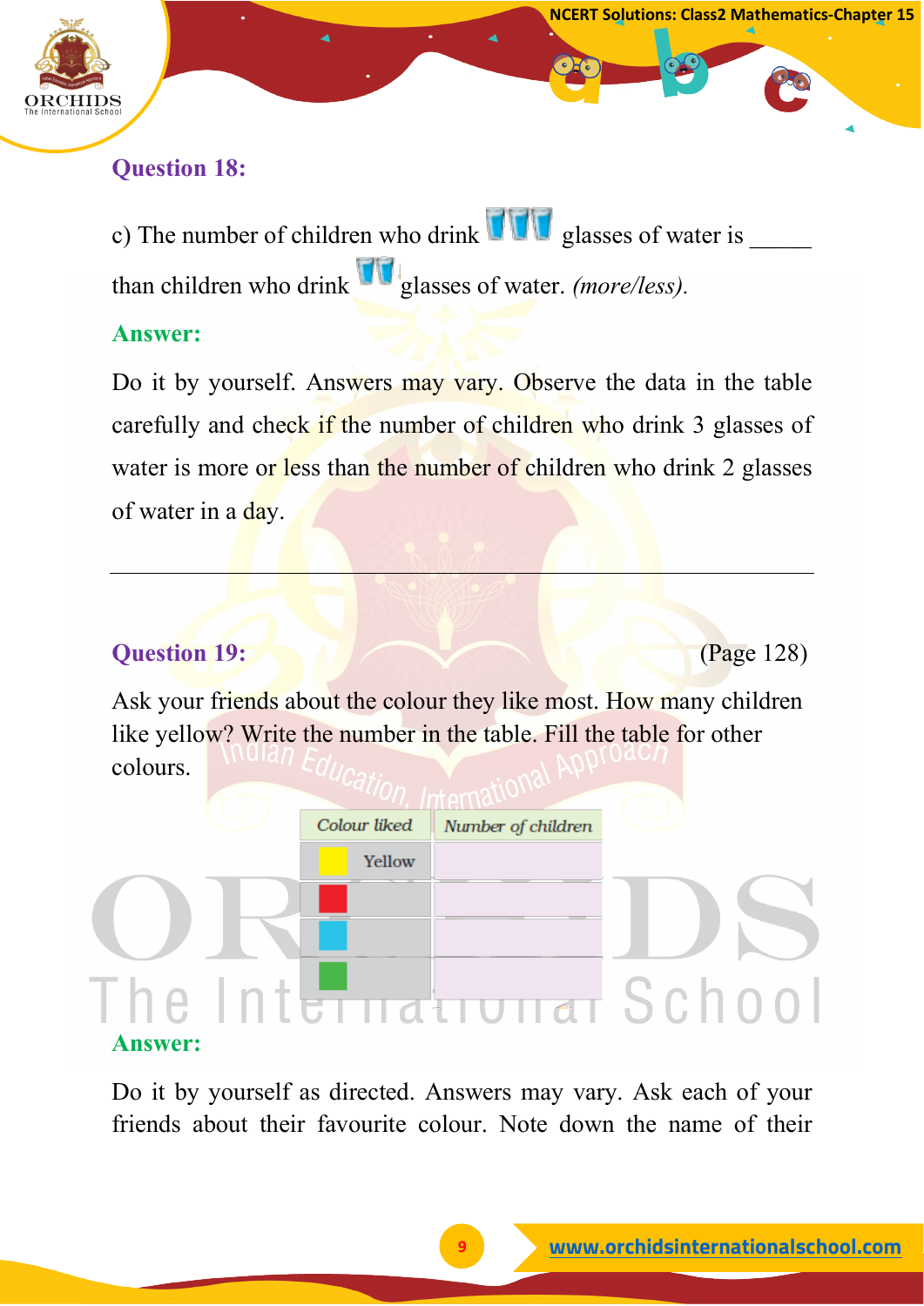### Question 18:

c) The number of children who drink 🥛🥛🥛 glasses of water is _____ than children who drink 🥛🥛 glasses of water. *(more/less).*

**Answer:**

Do it by yourself. Answers may vary. Observe the data in the table carefully and check if the number of children who drink 3 glasses of water is more or less than the number of children who drink 2 glasses of water in a day.

---

### Question 19:

(Page 128)

Ask your friends about the colour they like most. How many children like yellow? Write the number in the table. Fill the table for other colours.

| Colour liked | Number of children |
|---|---|
| Yellow | |
| (Red) | |
| (Blue) | |
| (Green) | |

**Answer:**

Do it by yourself as directed. Answers may vary. Ask each of your friends about their favourite colour. Note down the name of their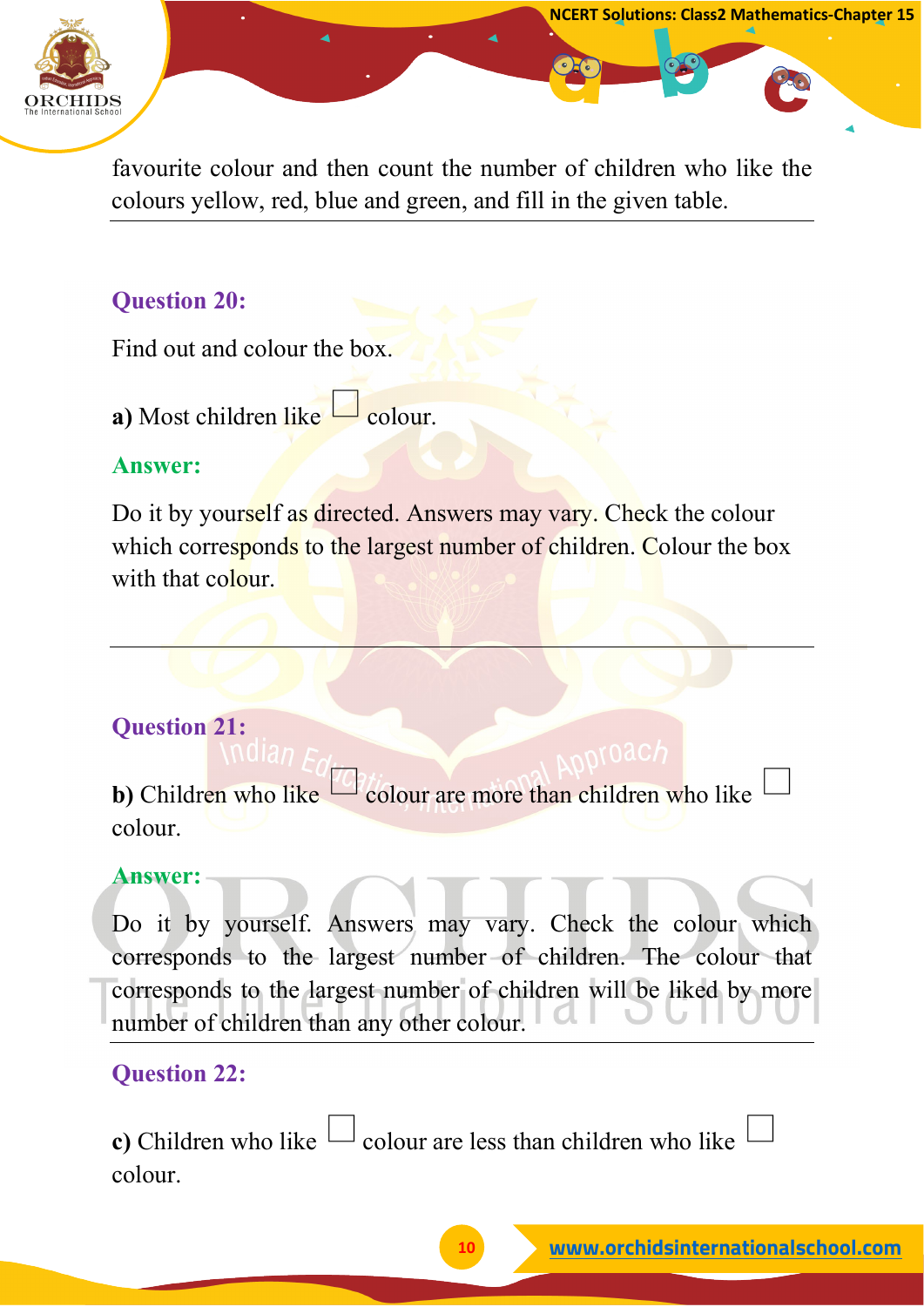favourite colour and then count the number of children who like the colours yellow, red, blue and green, and fill in the given table.

---

### Question 20:

Find out and colour the box.

**a)** Most children like ☐ colour.

### Answer:

Do it by yourself as directed. Answers may vary. Check the colour which corresponds to the largest number of children. Colour the box with that colour.

---

### Question 21:

**b)** Children who like ☐ colour are more than children who like ☐ colour.

### Answer:

Do it by yourself. Answers may vary. Check the colour which corresponds to the largest number of children. The colour that corresponds to the largest number of children will be liked by more number of children than any other colour.

---

### Question 22:

**c)** Children who like ☐ colour are less than children who like ☐ colour.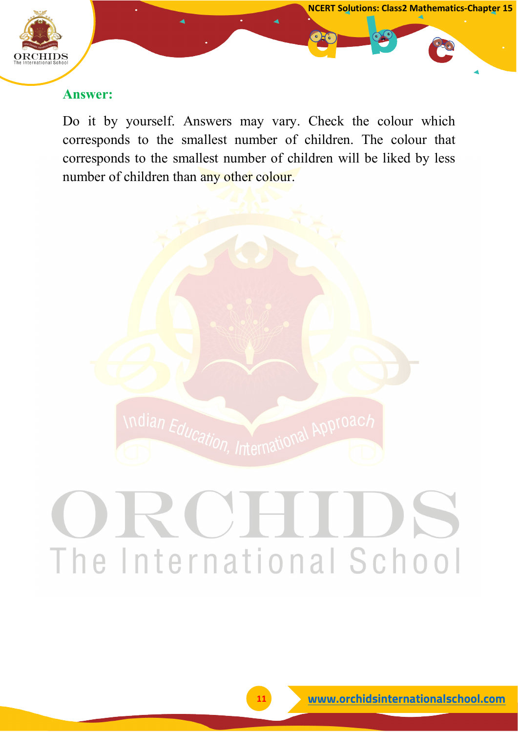**Answer:**

Do it by yourself. Answers may vary. Check the colour which corresponds to the smallest number of children. The colour that corresponds to the smallest number of children will be liked by less number of children than any other colour.